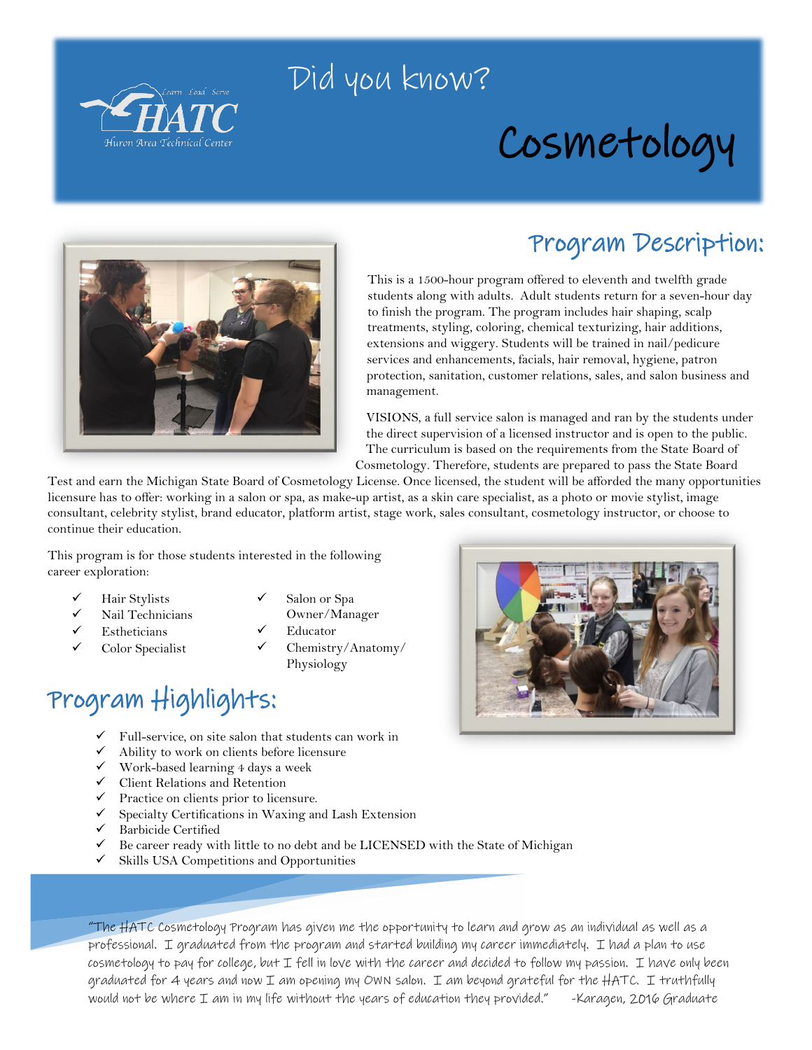Learn Lead Serve

HATC

Huron Area Technical Center

# Did you know?

# Cosmetology

## Program Description:

This is a 1500-hour program offered to eleventh and twelfth grade students along with adults. Adult students return for a seven-hour day to finish the program. The program includes hair shaping, scalp treatments, styling, coloring, chemical texturizing, hair additions, extensions and wiggery. Students will be trained in nail/pedicure services and enhancements, facials, hair removal, hygiene, patron protection, sanitation, customer relations, sales, and salon business and management.

VISIONS, a full service salon is managed and ran by the students under the direct supervision of a licensed instructor and is open to the public. The curriculum is based on the requirements from the State Board of Cosmetology. Therefore, students are prepared to pass the State Board Test and earn the Michigan State Board of Cosmetology License. Once licensed, the student will be afforded the many opportunities licensure has to offer: working in a salon or spa, as make-up artist, as a skin care specialist, as a photo or movie stylist, image consultant, celebrity stylist, brand educator, platform artist, stage work, sales consultant, cosmetology instructor, or choose to continue their education.

This program is for those students interested in the following career exploration:

- ✓ Hair Stylists
- ✓ Nail Technicians
- ✓ Estheticians
- ✓ Color Specialist
- ✓ Salon or Spa Owner/Manager
- ✓ Educator
- ✓ Chemistry/Anatomy/ Physiology

## Program Highlights:

- ✓ Full-service, on site salon that students can work in
- ✓ Ability to work on clients before licensure
- ✓ Work-based learning 4 days a week
- ✓ Client Relations and Retention
- ✓ Practice on clients prior to licensure.
- ✓ Specialty Certifications in Waxing and Lash Extension
- ✓ Barbicide Certified
- ✓ Be career ready with little to no debt and be LICENSED with the State of Michigan
- ✓ Skills USA Competitions and Opportunities

"The HATC Cosmetology Program has given me the opportunity to learn and grow as an individual as well as a professional. I graduated from the program and started building my career immediately. I had a plan to use cosmetology to pay for college, but I fell in love with the career and decided to follow my passion. I have only been graduated for 4 years and now I am opening my OWN salon. I am beyond grateful for the HATC. I truthfully would not be where I am in my life without the years of education they provided." -Karagen, 2016 Graduate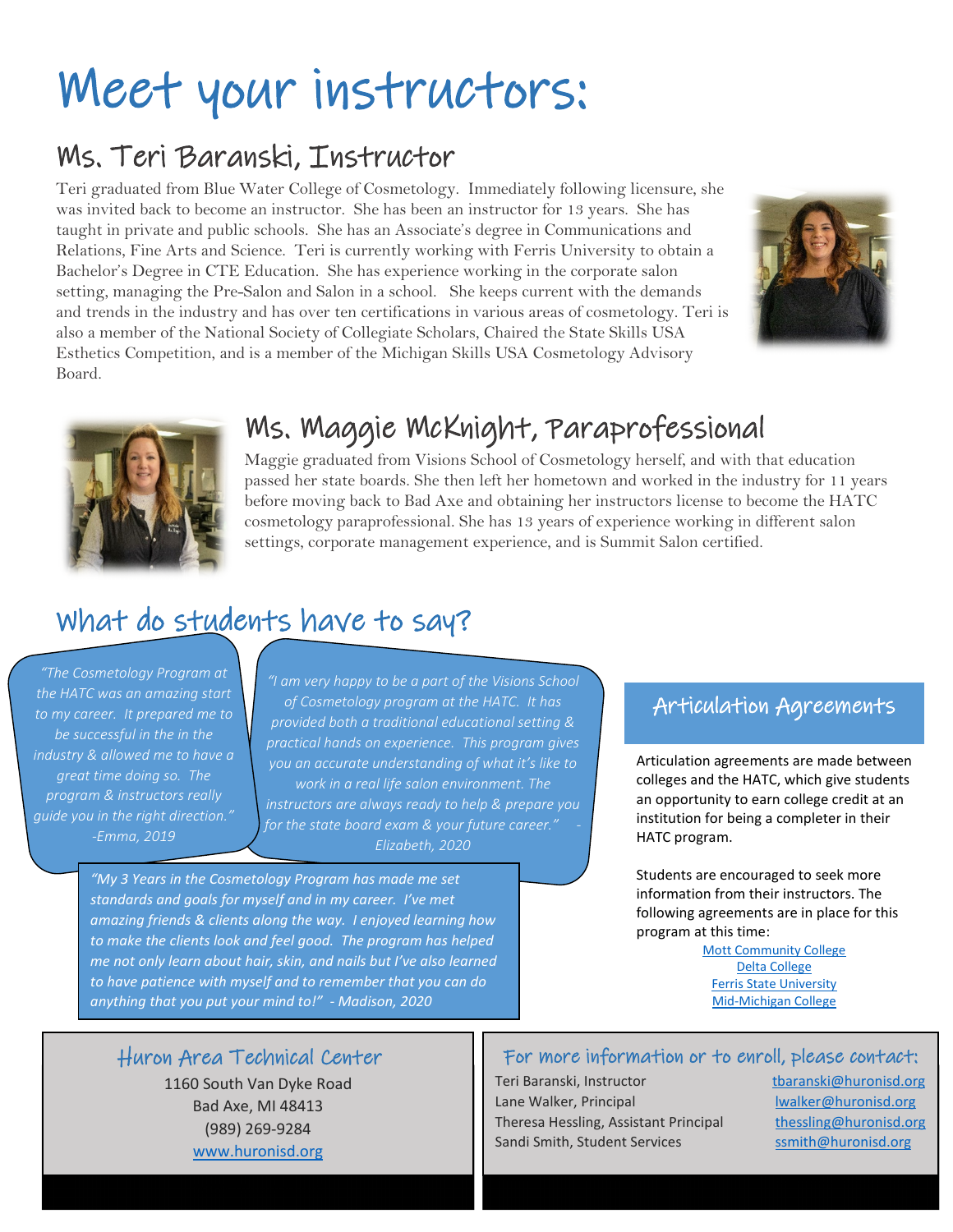# Meet your instructors:

## Ms. Teri Baranski, Instructor

Teri graduated from Blue Water College of Cosmetology. Immediately following licensure, she was invited back to become an instructor. She has been an instructor for 13 years. She has taught in private and public schools. She has an Associate's degree in Communications and Relations, Fine Arts and Science. Teri is currently working with Ferris University to obtain a Bachelor's Degree in CTE Education. She has experience working in the corporate salon setting, managing the Pre-Salon and Salon in a school. She keeps current with the demands and trends in the industry and has over ten certifications in various areas of cosmetology. Teri is also a member of the National Society of Collegiate Scholars, Chaired the State Skills USA Esthetics Competition, and is a member of the Michigan Skills USA Cosmetology Advisory Board.

## Ms. Maggie McKnight, Paraprofessional

Maggie graduated from Visions School of Cosmetology herself, and with that education passed her state boards. She then left her hometown and worked in the industry for 11 years before moving back to Bad Axe and obtaining her instructors license to become the HATC cosmetology paraprofessional. She has 13 years of experience working in different salon settings, corporate management experience, and is Summit Salon certified.

## What do students have to say?

*"The Cosmetology Program at the HATC was an amazing start to my career. It prepared me to be successful in the in the industry & allowed me to have a great time doing so. The program & instructors really guide you in the right direction." -Emma, 2019*

*"I am very happy to be a part of the Visions School of Cosmetology program at the HATC. It has provided both a traditional educational setting & practical hands on experience. This program gives you an accurate understanding of what it's like to work in a real life salon environment. The instructors are always ready to help & prepare you for the state board exam & your future career." - Elizabeth, 2020*

*"My 3 Years in the Cosmetology Program has made me set standards and goals for myself and in my career. I've met amazing friends & clients along the way. I enjoyed learning how to make the clients look and feel good. The program has helped me not only learn about hair, skin, and nails but I've also learned to have patience with myself and to remember that you can do anything that you put your mind to!" - Madison, 2020*

## Articulation Agreements

Articulation agreements are made between colleges and the HATC, which give students an opportunity to earn college credit at an institution for being a completer in their HATC program.

Students are encouraged to seek more information from their instructors. The following agreements are in place for this program at this time:

- Mott Community College
- Delta College
- Ferris State University
- Mid-Michigan College

## Huron Area Technical Center

1160 South Van Dyke Road
Bad Axe, MI 48413
(989) 269-9284
www.huronisd.org

## For more information or to enroll, please contact:

| | |
|---|---|
| Teri Baranski, Instructor | tbaranski@huronisd.org |
| Lane Walker, Principal | lwalker@huronisd.org |
| Theresa Hessling, Assistant Principal | thessling@huronisd.org |
| Sandi Smith, Student Services | ssmith@huronisd.org |